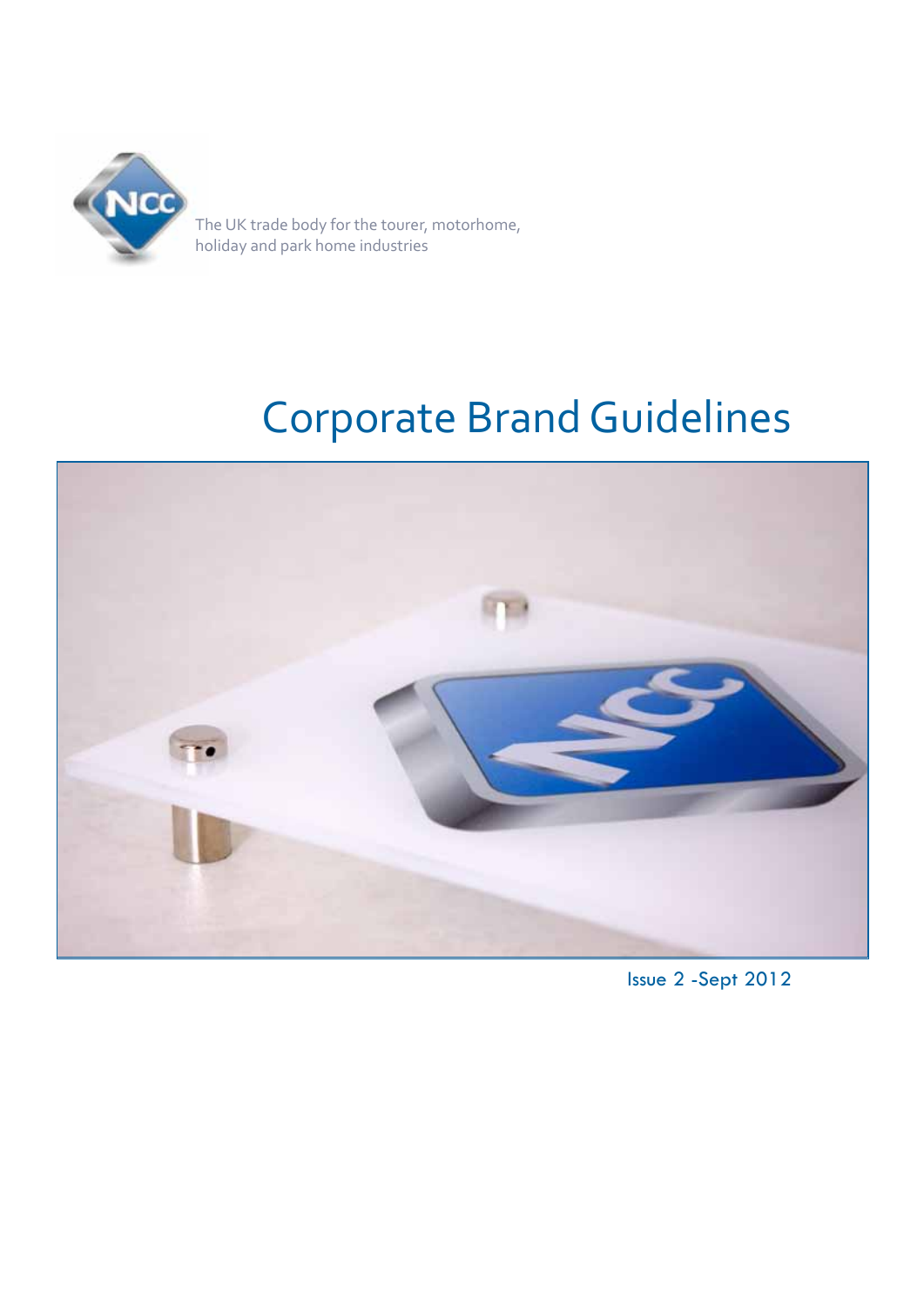The UK trade body for the tourer, motorhome, holiday and park home industries

# Corporate Brand Guidelines

Issue 2 -Sept 2012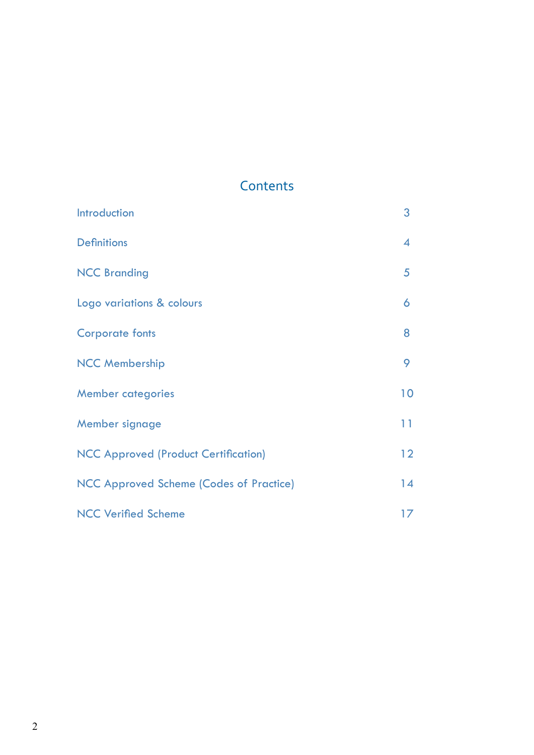# Contents

| | |
|---|---|
| Introduction | 3 |
| Definitions | 4 |
| NCC Branding | 5 |
| Logo variations & colours | 6 |
| Corporate fonts | 8 |
| NCC Membership | 9 |
| Member categories | 10 |
| Member signage | 11 |
| NCC Approved (Product Certification) | 12 |
| NCC Approved Scheme (Codes of Practice) | 14 |
| NCC Verified Scheme | 17 |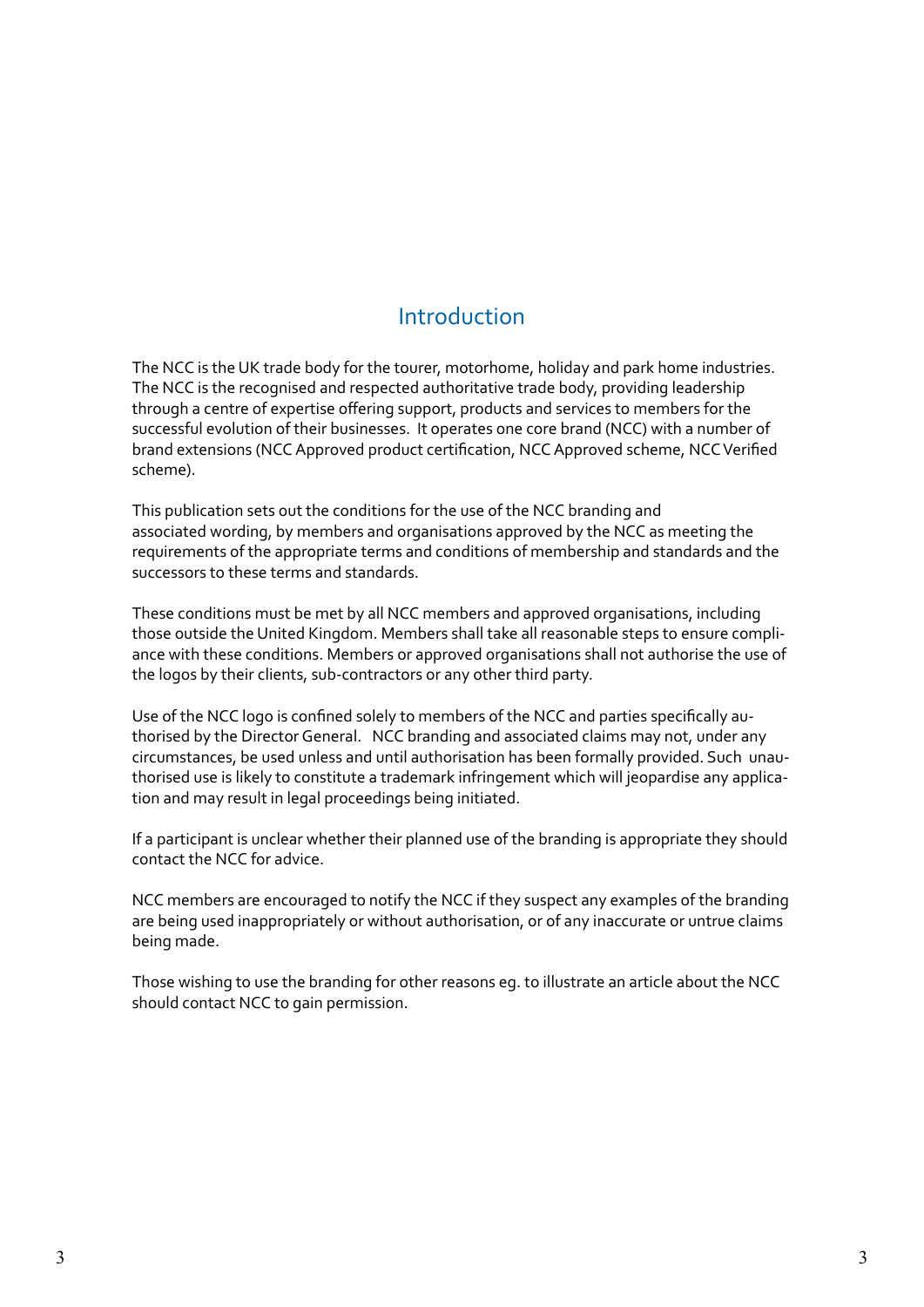# Introduction

The NCC is the UK trade body for the tourer, motorhome, holiday and park home industries. The NCC is the recognised and respected authoritative trade body, providing leadership through a centre of expertise offering support, products and services to members for the successful evolution of their businesses. It operates one core brand (NCC) with a number of brand extensions (NCC Approved product certification, NCC Approved scheme, NCC Verified scheme).

This publication sets out the conditions for the use of the NCC branding and associated wording, by members and organisations approved by the NCC as meeting the requirements of the appropriate terms and conditions of membership and standards and the successors to these terms and standards.

These conditions must be met by all NCC members and approved organisations, including those outside the United Kingdom. Members shall take all reasonable steps to ensure compliance with these conditions. Members or approved organisations shall not authorise the use of the logos by their clients, sub-contractors or any other third party.

Use of the NCC logo is confined solely to members of the NCC and parties specifically authorised by the Director General. NCC branding and associated claims may not, under any circumstances, be used unless and until authorisation has been formally provided. Such unauthorised use is likely to constitute a trademark infringement which will jeopardise any application and may result in legal proceedings being initiated.

If a participant is unclear whether their planned use of the branding is appropriate they should contact the NCC for advice.

NCC members are encouraged to notify the NCC if they suspect any examples of the branding are being used inappropriately or without authorisation, or of any inaccurate or untrue claims being made.

Those wishing to use the branding for other reasons eg. to illustrate an article about the NCC should contact NCC to gain permission.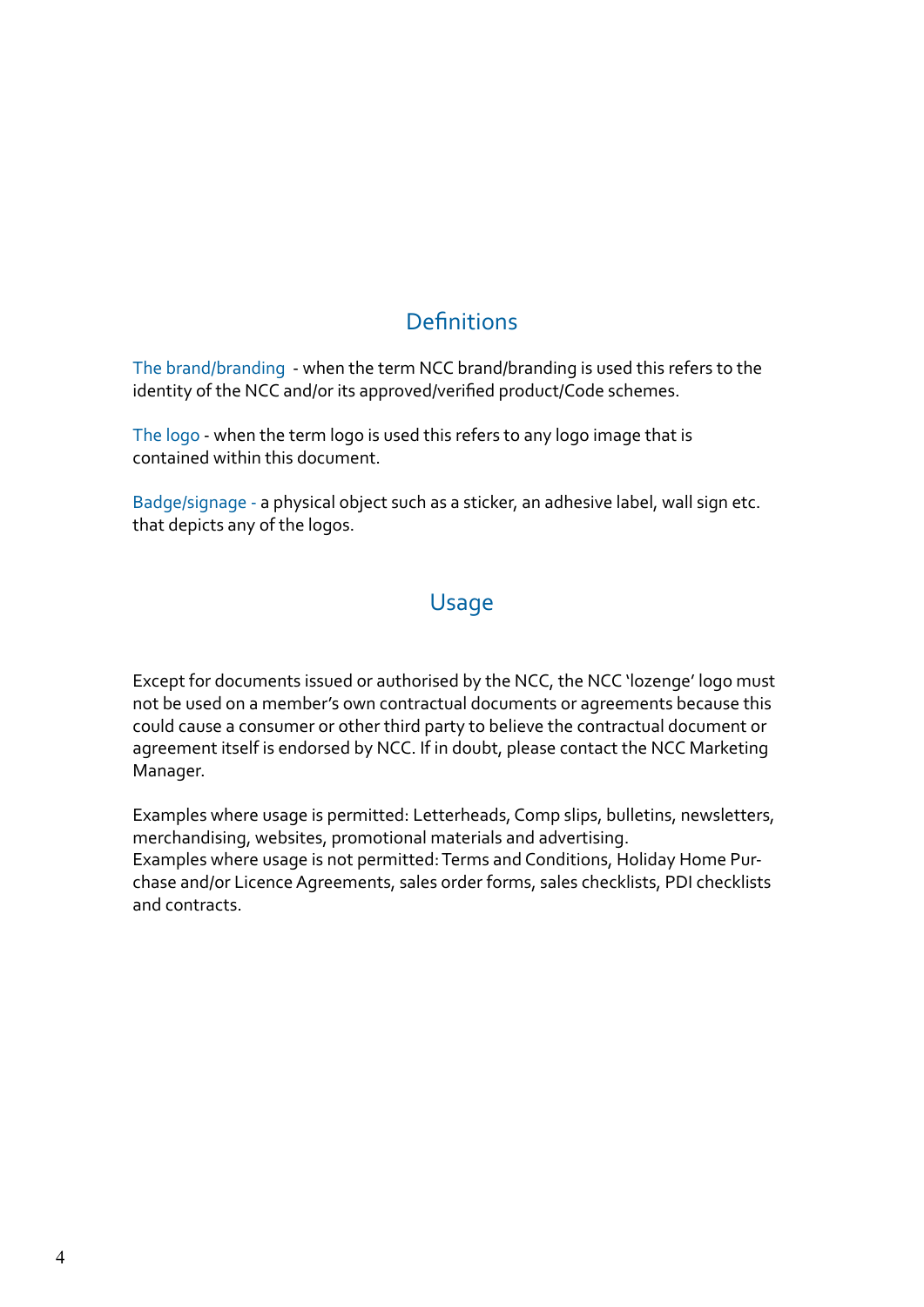## Definitions

The brand/branding - when the term NCC brand/branding is used this refers to the identity of the NCC and/or its approved/verified product/Code schemes.

The logo - when the term logo is used this refers to any logo image that is contained within this document.

Badge/signage - a physical object such as a sticker, an adhesive label, wall sign etc. that depicts any of the logos.

## Usage

Except for documents issued or authorised by the NCC, the NCC 'lozenge' logo must not be used on a member's own contractual documents or agreements because this could cause a consumer or other third party to believe the contractual document or agreement itself is endorsed by NCC. If in doubt, please contact the NCC Marketing Manager.

Examples where usage is permitted: Letterheads, Comp slips, bulletins, newsletters, merchandising, websites, promotional materials and advertising.
Examples where usage is not permitted: Terms and Conditions, Holiday Home Purchase and/or Licence Agreements, sales order forms, sales checklists, PDI checklists and contracts.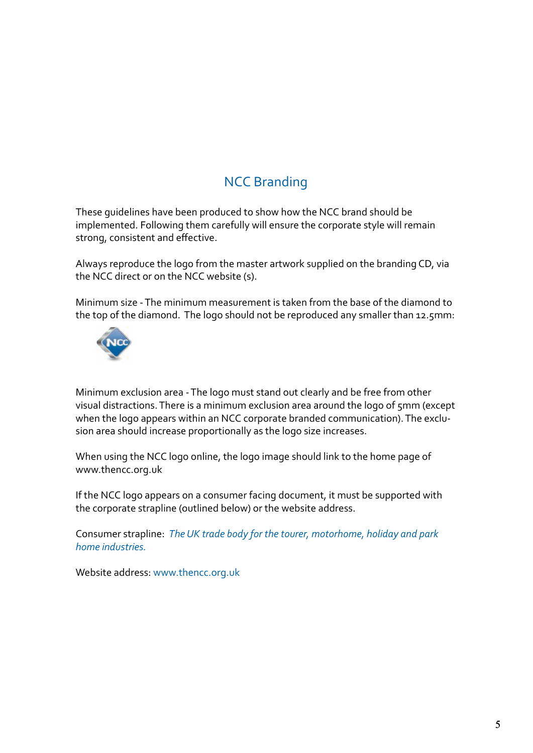# NCC Branding

These guidelines have been produced to show how the NCC brand should be implemented. Following them carefully will ensure the corporate style will remain strong, consistent and effective.

Always reproduce the logo from the master artwork supplied on the branding CD, via the NCC direct or on the NCC website (s).

Minimum size - The minimum measurement is taken from the base of the diamond to the top of the diamond. The logo should not be reproduced any smaller than 12.5mm:

Minimum exclusion area - The logo must stand out clearly and be free from other visual distractions. There is a minimum exclusion area around the logo of 5mm (except when the logo appears within an NCC corporate branded communication). The exclusion area should increase proportionally as the logo size increases.

When using the NCC logo online, the logo image should link to the home page of www.thencc.org.uk

If the NCC logo appears on a consumer facing document, it must be supported with the corporate strapline (outlined below) or the website address.

Consumer strapline: *The UK trade body for the tourer, motorhome, holiday and park home industries.*

Website address: www.thencc.org.uk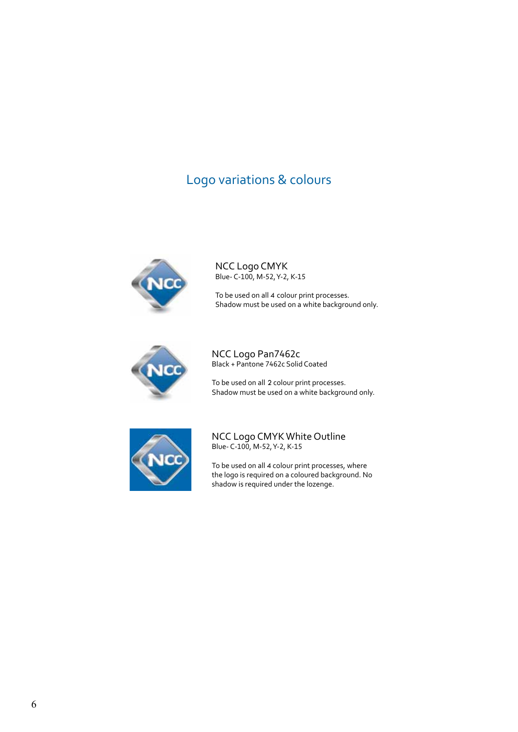# Logo variations & colours

### NCC Logo CMYK

Blue- C-100, M-52, Y-2, K-15

To be used on all 4 colour print processes.
Shadow must be used on a white background only.

### NCC Logo Pan7462c

Black + Pantone 7462c Solid Coated

To be used on all 2 colour print processes.
Shadow must be used on a white background only.

### NCC Logo CMYK White Outline

Blue- C-100, M-52, Y-2, K-15

To be used on all 4 colour print processes, where the logo is required on a coloured background. No shadow is required under the lozenge.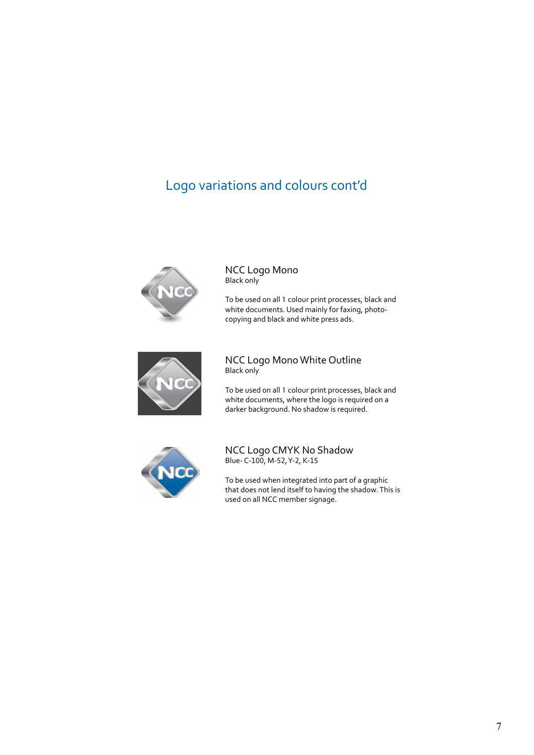# Logo variations and colours cont'd

### NCC Logo Mono
Black only

To be used on all 1 colour print processes, black and white documents. Used mainly for faxing, photo-copying and black and white press ads.

### NCC Logo Mono White Outline
Black only

To be used on all 1 colour print processes, black and white documents, where the logo is required on a darker background. No shadow is required.

### NCC Logo CMYK No Shadow
Blue- C-100, M-52, Y-2, K-15

To be used when integrated into part of a graphic that does not lend itself to having the shadow. This is used on all NCC member signage.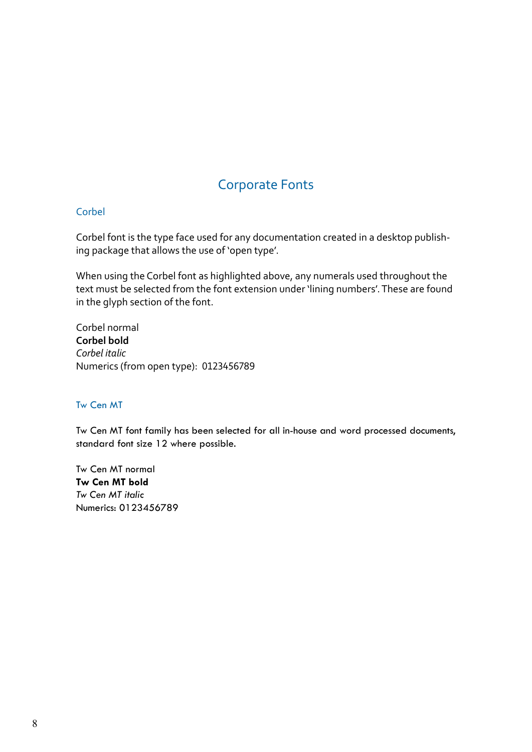# Corporate Fonts

## Corbel

Corbel font is the type face used for any documentation created in a desktop publishing package that allows the use of 'open type'.

When using the Corbel font as highlighted above, any numerals used throughout the text must be selected from the font extension under 'lining numbers'. These are found in the glyph section of the font.

Corbel normal
**Corbel bold**
*Corbel italic*
Numerics (from open type): 0123456789

## Tw Cen MT

Tw Cen MT font family has been selected for all in-house and word processed documents, standard font size 12 where possible.

Tw Cen MT normal
**Tw Cen MT bold**
*Tw Cen MT italic*
Numerics: 0123456789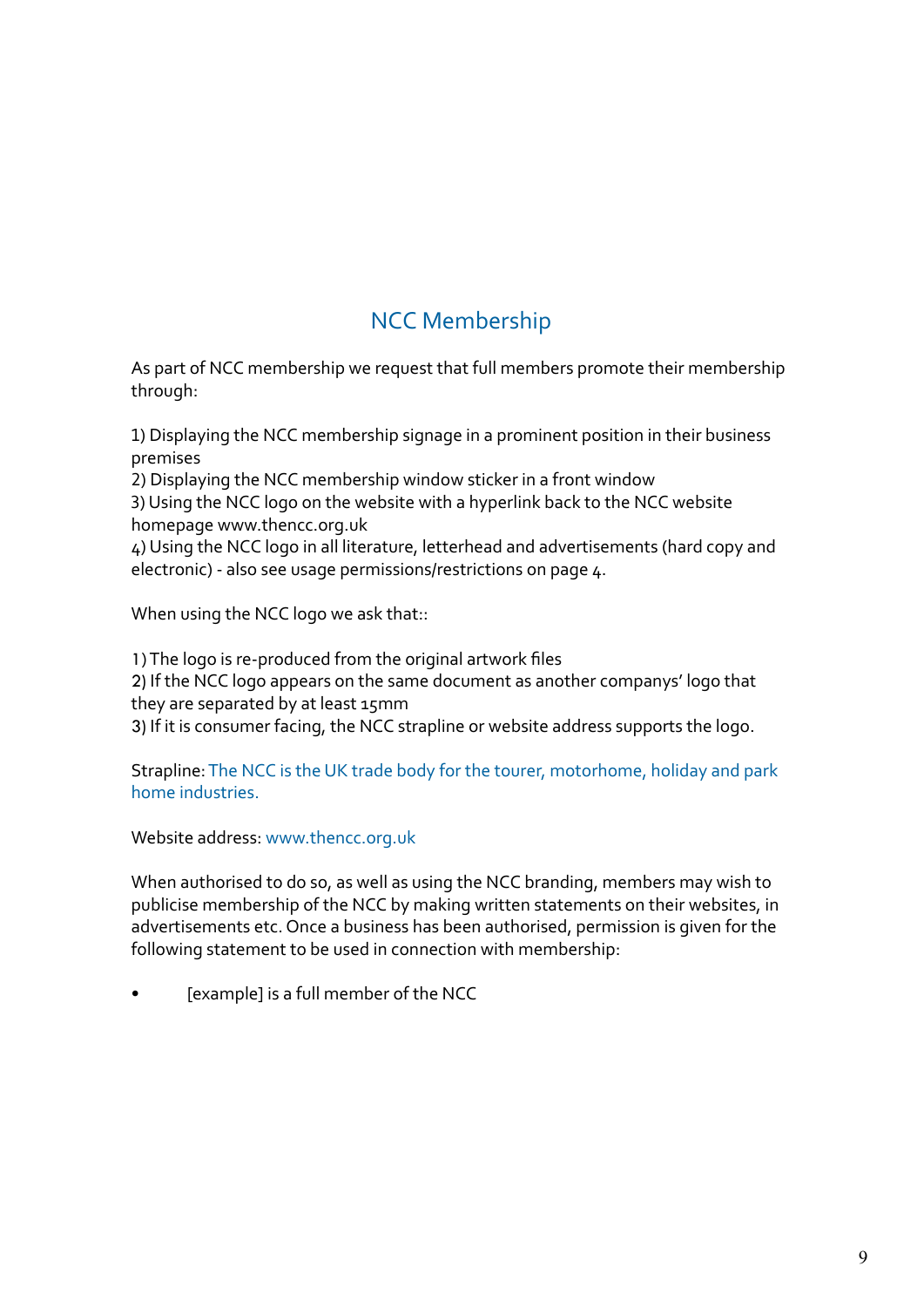## NCC Membership

As part of NCC membership we request that full members promote their membership through:

1) Displaying the NCC membership signage in a prominent position in their business premises
2) Displaying the NCC membership window sticker in a front window
3) Using the NCC logo on the website with a hyperlink back to the NCC website homepage www.thencc.org.uk
4) Using the NCC logo in all literature, letterhead and advertisements (hard copy and electronic) - also see usage permissions/restrictions on page 4.

When using the NCC logo we ask that::

1) The logo is re-produced from the original artwork files
2) If the NCC logo appears on the same document as another companys' logo that they are separated by at least 15mm
3) If it is consumer facing, the NCC strapline or website address supports the logo.

Strapline: The NCC is the UK trade body for the tourer, motorhome, holiday and park home industries.

Website address: www.thencc.org.uk

When authorised to do so, as well as using the NCC branding, members may wish to publicise membership of the NCC by making written statements on their websites, in advertisements etc. Once a business has been authorised, permission is given for the following statement to be used in connection with membership:

- [example] is a full member of the NCC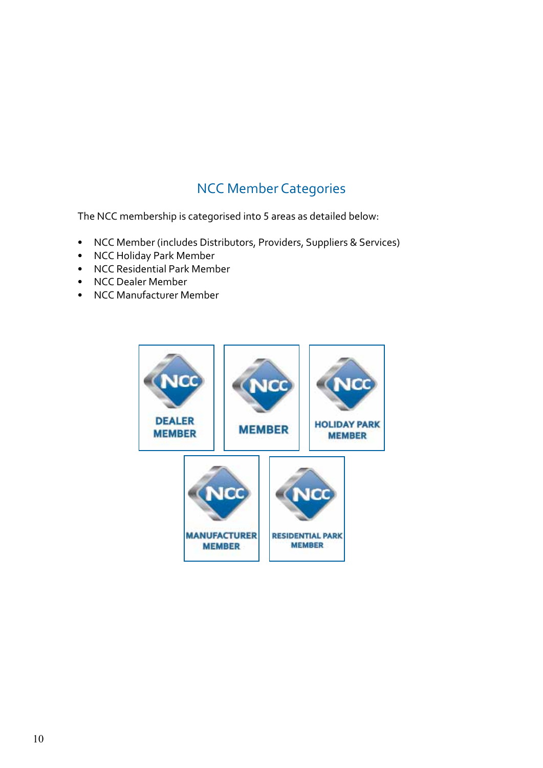## NCC Member Categories

The NCC membership is categorised into 5 areas as detailed below:

- NCC Member (includes Distributors, Providers, Suppliers & Services)
- NCC Holiday Park Member
- NCC Residential Park Member
- NCC Dealer Member
- NCC Manufacturer Member

DEALER MEMBER

MEMBER

HOLIDAY PARK MEMBER

MANUFACTURER MEMBER

RESIDENTIAL PARK MEMBER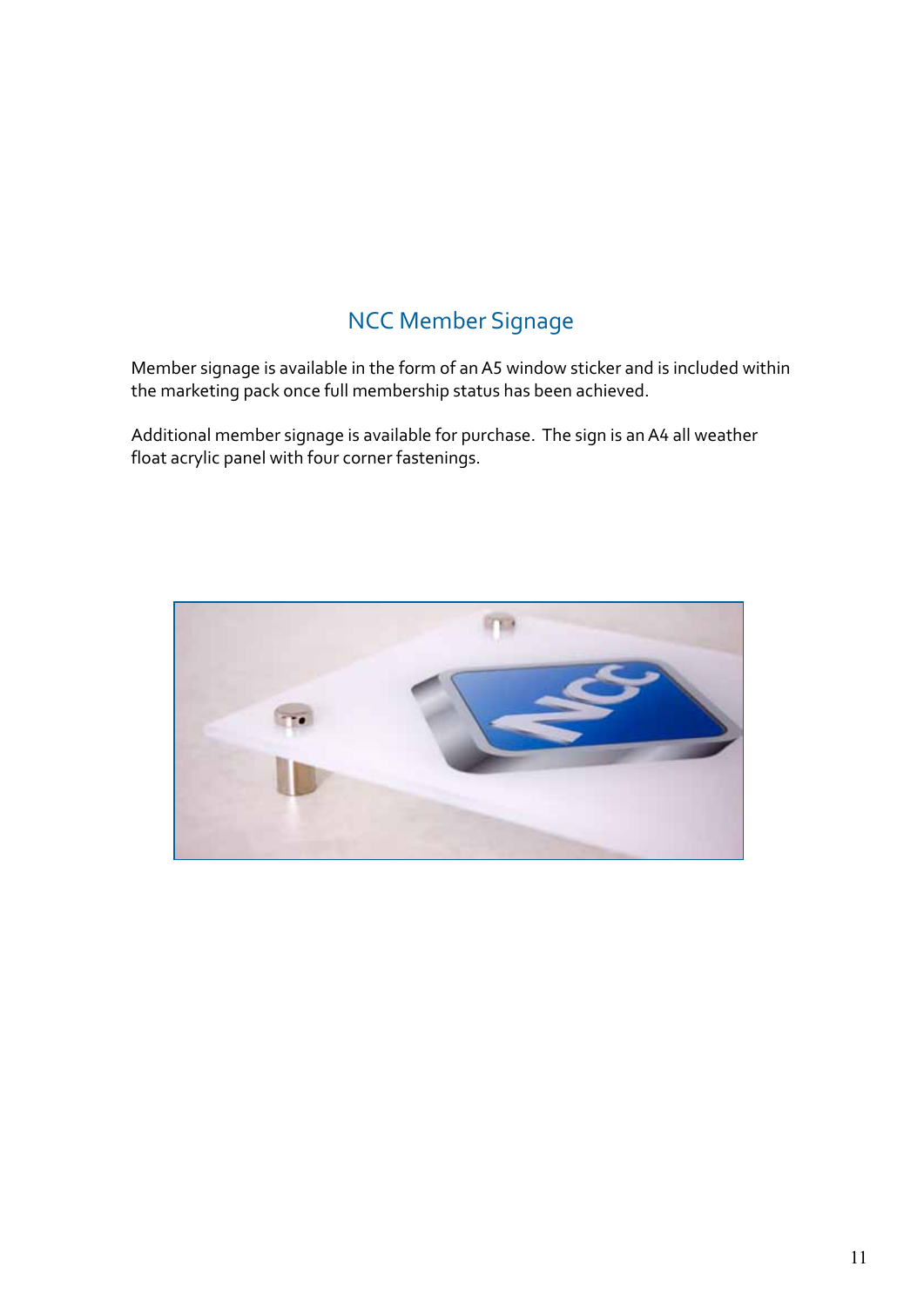## NCC Member Signage

Member signage is available in the form of an A5 window sticker and is included within the marketing pack once full membership status has been achieved.

Additional member signage is available for purchase. The sign is an A4 all weather float acrylic panel with four corner fastenings.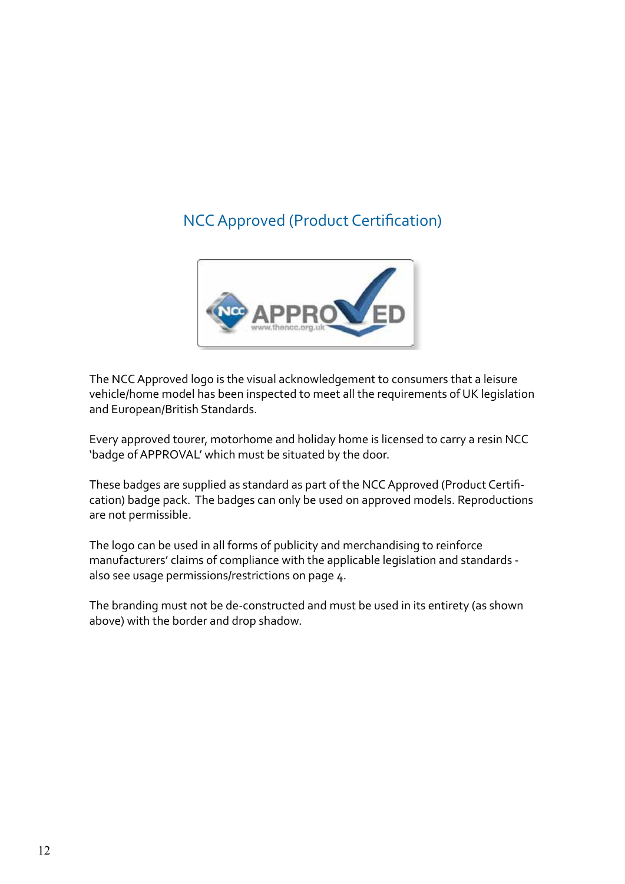## NCC Approved (Product Certification)

The NCC Approved logo is the visual acknowledgement to consumers that a leisure vehicle/home model has been inspected to meet all the requirements of UK legislation and European/British Standards.

Every approved tourer, motorhome and holiday home is licensed to carry a resin NCC ‘badge of APPROVAL’ which must be situated by the door.

These badges are supplied as standard as part of the NCC Approved (Product Certification) badge pack. The badges can only be used on approved models. Reproductions are not permissible.

The logo can be used in all forms of publicity and merchandising to reinforce manufacturers’ claims of compliance with the applicable legislation and standards - also see usage permissions/restrictions on page 4.

The branding must not be de-constructed and must be used in its entirety (as shown above) with the border and drop shadow.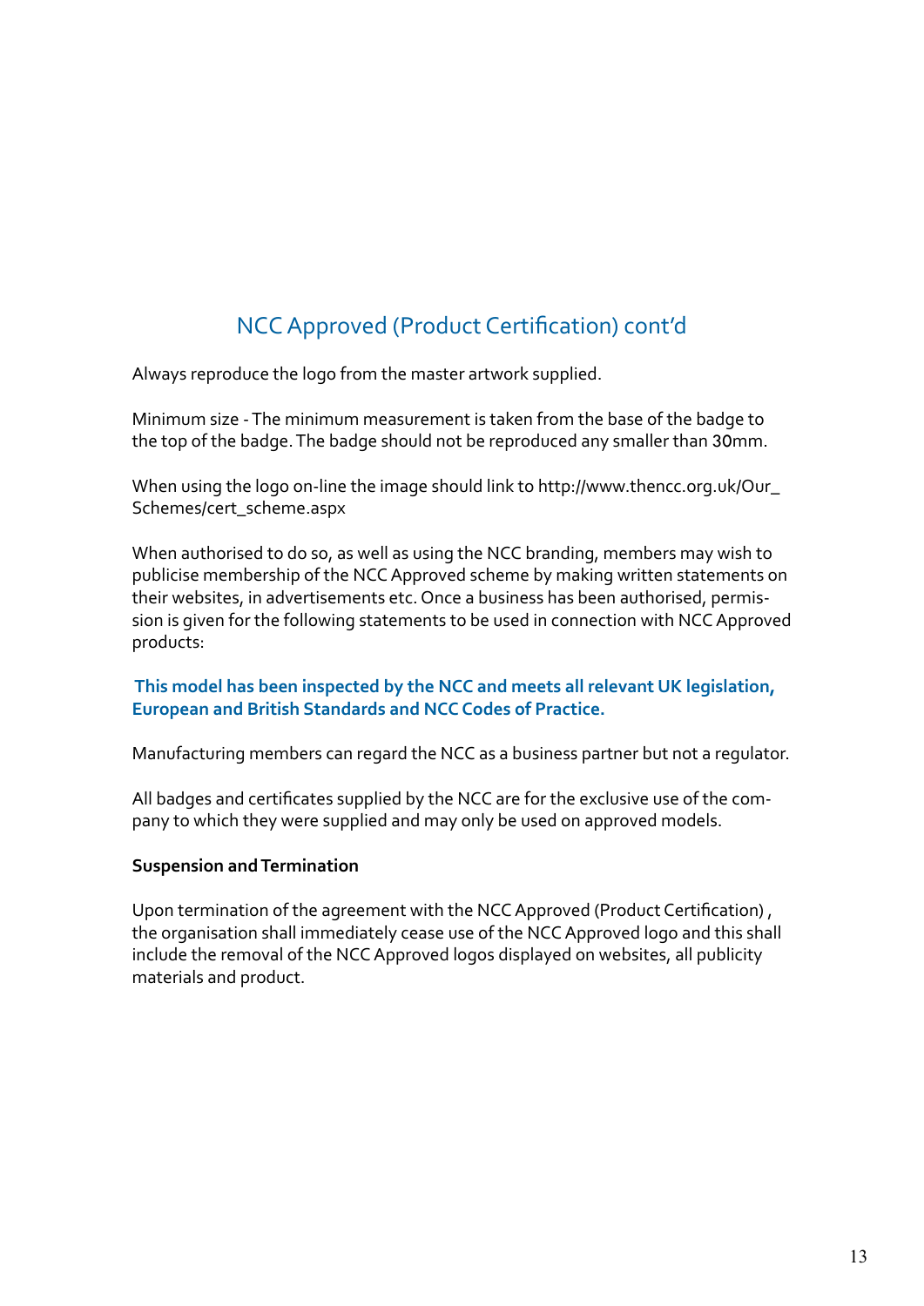## NCC Approved (Product Certification) cont'd

Always reproduce the logo from the master artwork supplied.

Minimum size - The minimum measurement is taken from the base of the badge to the top of the badge. The badge should not be reproduced any smaller than 30mm.

When using the logo on-line the image should link to http://www.thencc.org.uk/Our_Schemes/cert_scheme.aspx

When authorised to do so, as well as using the NCC branding, members may wish to publicise membership of the NCC Approved scheme by making written statements on their websites, in advertisements etc. Once a business has been authorised, permission is given for the following statements to be used in connection with NCC Approved products:

**This model has been inspected by the NCC and meets all relevant UK legislation, European and British Standards and NCC Codes of Practice.**

Manufacturing members can regard the NCC as a business partner but not a regulator.

All badges and certificates supplied by the NCC are for the exclusive use of the company to which they were supplied and may only be used on approved models.

**Suspension and Termination**

Upon termination of the agreement with the NCC Approved (Product Certification) , the organisation shall immediately cease use of the NCC Approved logo and this shall include the removal of the NCC Approved logos displayed on websites, all publicity materials and product.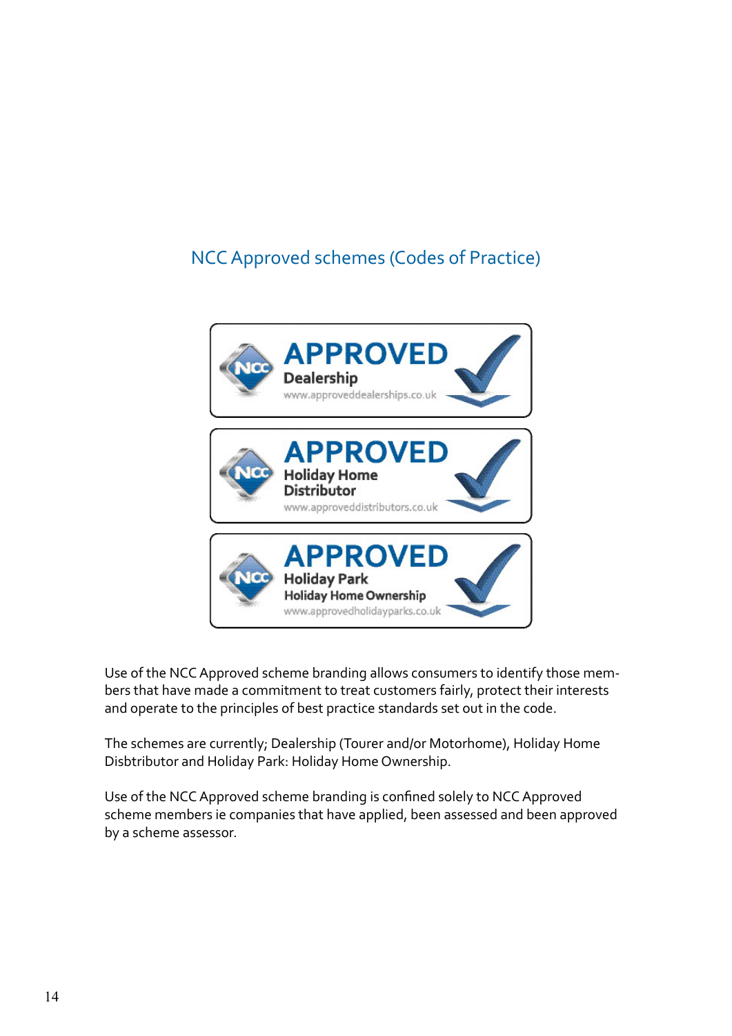## NCC Approved schemes (Codes of Practice)

APPROVED
Dealership
www.approveddealerships.co.uk

APPROVED
Holiday Home Distributor
www.approveddistributors.co.uk

APPROVED
Holiday Park
Holiday Home Ownership
www.approvedholidayparks.co.uk

Use of the NCC Approved scheme branding allows consumers to identify those members that have made a commitment to treat customers fairly, protect their interests and operate to the principles of best practice standards set out in the code.

The schemes are currently; Dealership (Tourer and/or Motorhome), Holiday Home Disbtributor and Holiday Park: Holiday Home Ownership.

Use of the NCC Approved scheme branding is confined solely to NCC Approved scheme members ie companies that have applied, been assessed and been approved by a scheme assessor.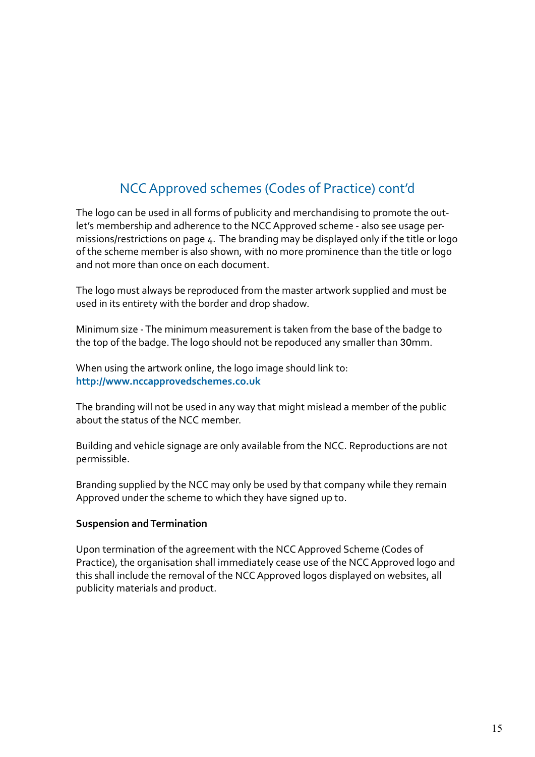## NCC Approved schemes (Codes of Practice) cont'd

The logo can be used in all forms of publicity and merchandising to promote the outlet's membership and adherence to the NCC Approved scheme - also see usage permissions/restrictions on page 4. The branding may be displayed only if the title or logo of the scheme member is also shown, with no more prominence than the title or logo and not more than once on each document.

The logo must always be reproduced from the master artwork supplied and must be used in its entirety with the border and drop shadow.

Minimum size - The minimum measurement is taken from the base of the badge to the top of the badge. The logo should not be repoduced any smaller than 30mm.

When using the artwork online, the logo image should link to:
**http://www.nccapprovedschemes.co.uk**

The branding will not be used in any way that might mislead a member of the public about the status of the NCC member.

Building and vehicle signage are only available from the NCC. Reproductions are not permissible.

Branding supplied by the NCC may only be used by that company while they remain Approved under the scheme to which they have signed up to.

**Suspension and Termination**

Upon termination of the agreement with the NCC Approved Scheme (Codes of Practice), the organisation shall immediately cease use of the NCC Approved logo and this shall include the removal of the NCC Approved logos displayed on websites, all publicity materials and product.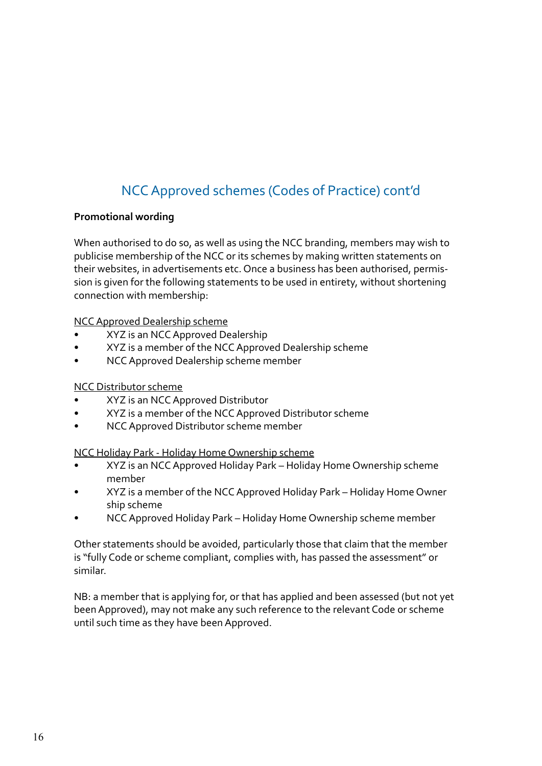## NCC Approved schemes (Codes of Practice) cont'd

**Promotional wording**

When authorised to do so, as well as using the NCC branding, members may wish to publicise membership of the NCC or its schemes by making written statements on their websites, in advertisements etc. Once a business has been authorised, permission is given for the following statements to be used in entirety, without shortening connection with membership:

<u>NCC Approved Dealership scheme</u>

- XYZ is an NCC Approved Dealership
- XYZ is a member of the NCC Approved Dealership scheme
- NCC Approved Dealership scheme member

<u>NCC Distributor scheme</u>

- XYZ is an NCC Approved Distributor
- XYZ is a member of the NCC Approved Distributor scheme
- NCC Approved Distributor scheme member

<u>NCC Holiday Park - Holiday Home Ownership scheme</u>

- XYZ is an NCC Approved Holiday Park – Holiday Home Ownership scheme member
- XYZ is a member of the NCC Approved Holiday Park – Holiday Home Ownership scheme
- NCC Approved Holiday Park – Holiday Home Ownership scheme member

Other statements should be avoided, particularly those that claim that the member is "fully Code or scheme compliant, complies with, has passed the assessment" or similar.

NB: a member that is applying for, or that has applied and been assessed (but not yet been Approved), may not make any such reference to the relevant Code or scheme until such time as they have been Approved.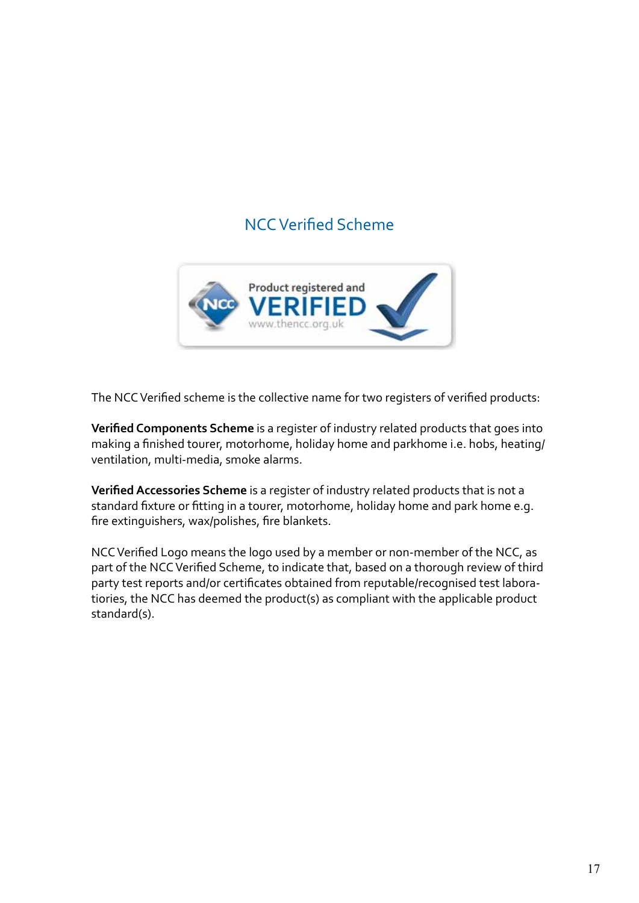## NCC Verified Scheme

The NCC Verified scheme is the collective name for two registers of verified products:

**Verified Components Scheme** is a register of industry related products that goes into making a finished tourer, motorhome, holiday home and parkhome i.e. hobs, heating/ventilation, multi-media, smoke alarms.

**Verified Accessories Scheme** is a register of industry related products that is not a standard fixture or fitting in a tourer, motorhome, holiday home and park home e.g. fire extinguishers, wax/polishes, fire blankets.

NCC Verified Logo means the logo used by a member or non-member of the NCC, as part of the NCC Verified Scheme, to indicate that, based on a thorough review of third party test reports and/or certificates obtained from reputable/recognised test laboratories, the NCC has deemed the product(s) as compliant with the applicable product standard(s).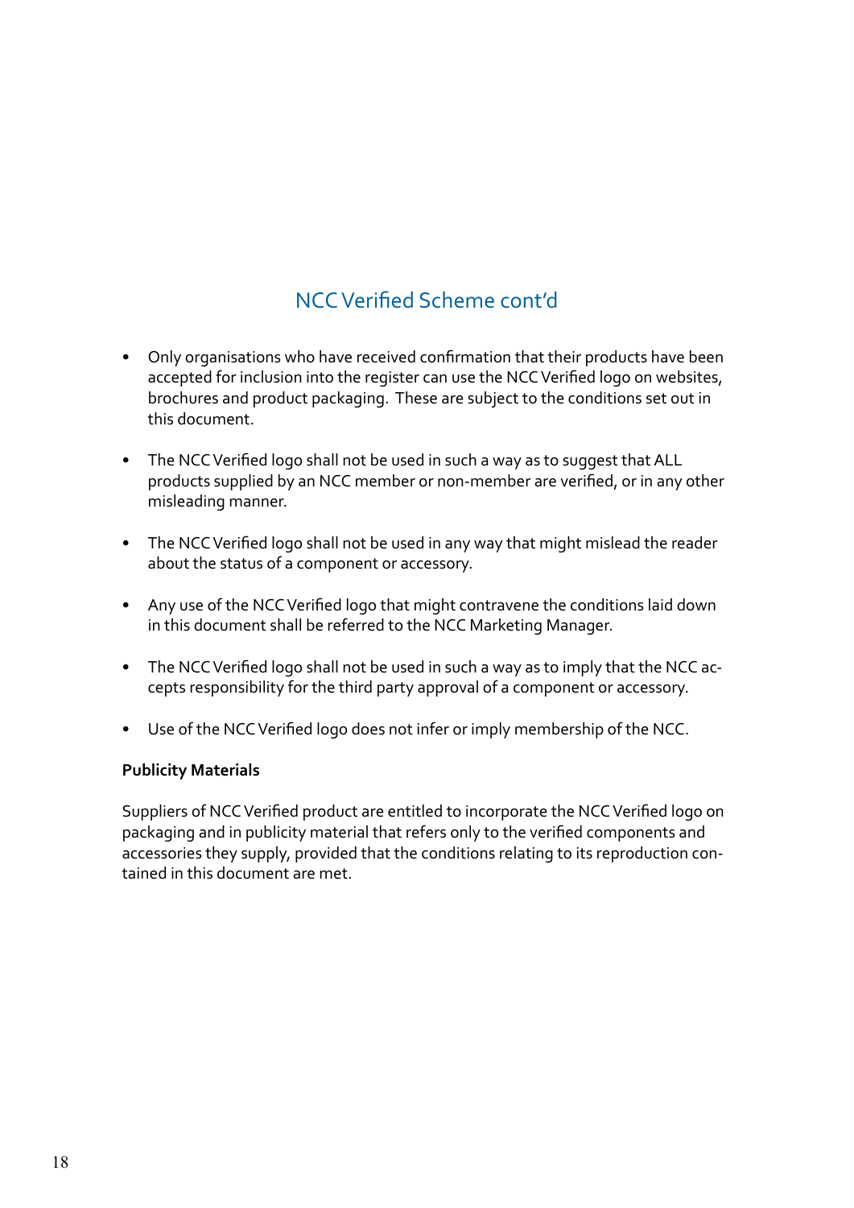## NCC Verified Scheme cont'd

- Only organisations who have received confirmation that their products have been accepted for inclusion into the register can use the NCC Verified logo on websites, brochures and product packaging. These are subject to the conditions set out in this document.
- The NCC Verified logo shall not be used in such a way as to suggest that ALL products supplied by an NCC member or non-member are verified, or in any other misleading manner.
- The NCC Verified logo shall not be used in any way that might mislead the reader about the status of a component or accessory.
- Any use of the NCC Verified logo that might contravene the conditions laid down in this document shall be referred to the NCC Marketing Manager.
- The NCC Verified logo shall not be used in such a way as to imply that the NCC accepts responsibility for the third party approval of a component or accessory.
- Use of the NCC Verified logo does not infer or imply membership of the NCC.

**Publicity Materials**

Suppliers of NCC Verified product are entitled to incorporate the NCC Verified logo on packaging and in publicity material that refers only to the verified components and accessories they supply, provided that the conditions relating to its reproduction contained in this document are met.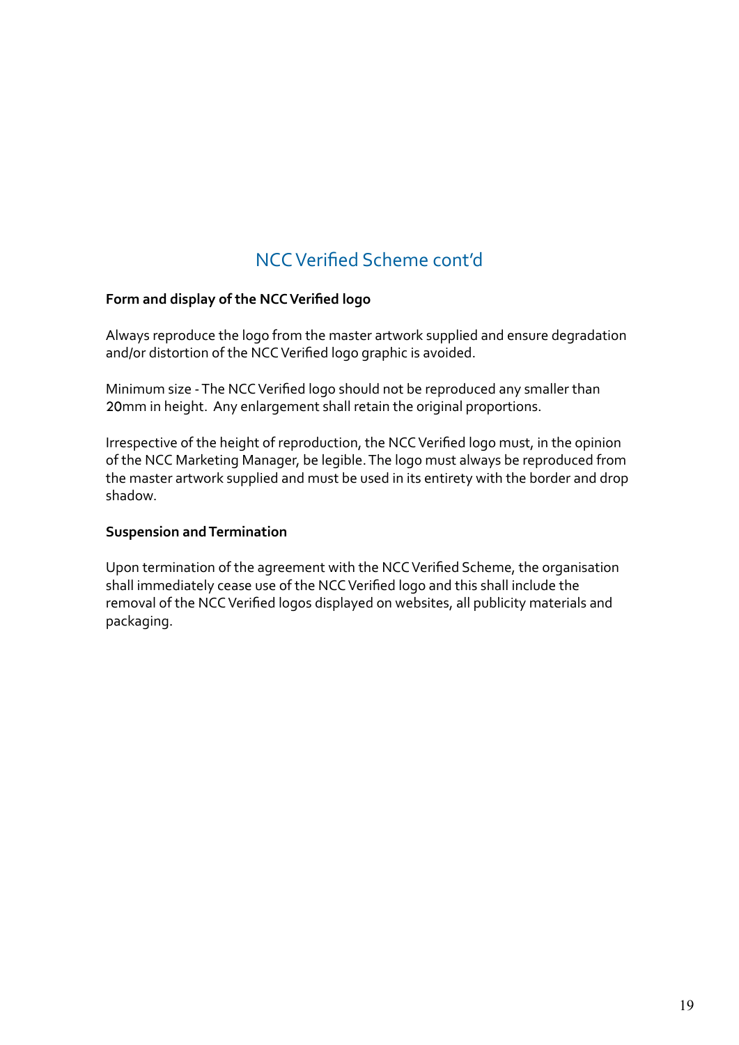## NCC Verified Scheme cont'd

**Form and display of the NCC Verified logo**

Always reproduce the logo from the master artwork supplied and ensure degradation and/or distortion of the NCC Verified logo graphic is avoided.

Minimum size - The NCC Verified logo should not be reproduced any smaller than 20mm in height. Any enlargement shall retain the original proportions.

Irrespective of the height of reproduction, the NCC Verified logo must, in the opinion of the NCC Marketing Manager, be legible. The logo must always be reproduced from the master artwork supplied and must be used in its entirety with the border and drop shadow.

**Suspension and Termination**

Upon termination of the agreement with the NCC Verified Scheme, the organisation shall immediately cease use of the NCC Verified logo and this shall include the removal of the NCC Verified logos displayed on websites, all publicity materials and packaging.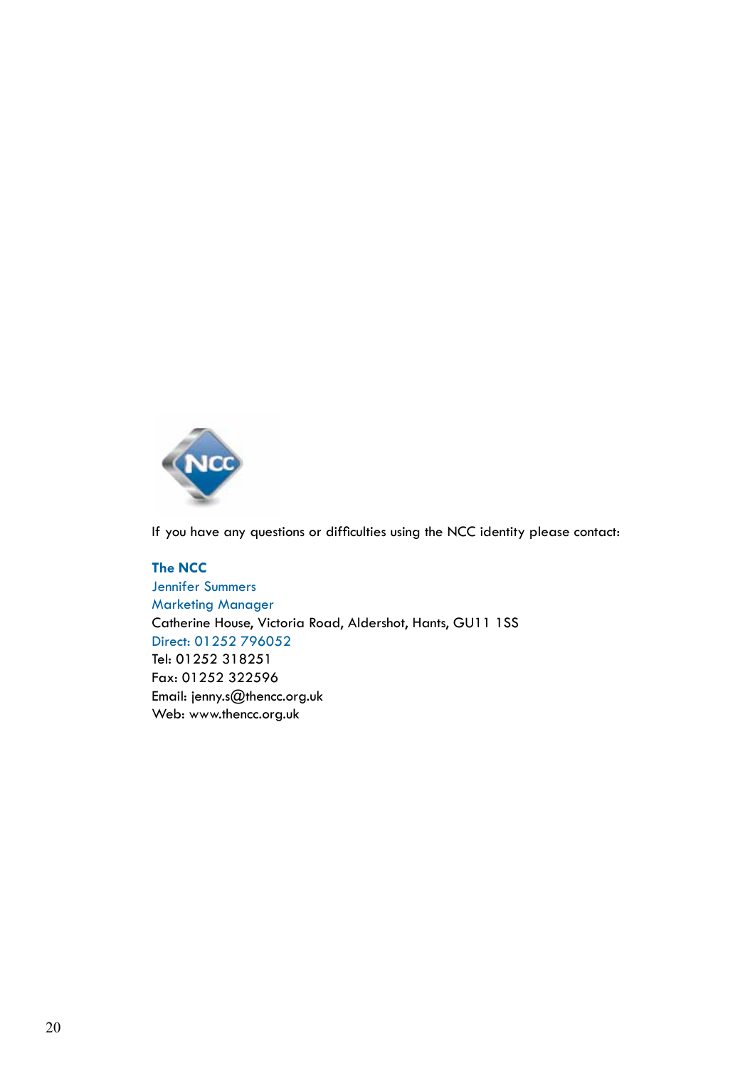If you have any questions or difficulties using the NCC identity please contact:

**The NCC**
Jennifer Summers
Marketing Manager
Catherine House, Victoria Road, Aldershot, Hants, GU11 1SS
Direct: 01252 796052
Tel: 01252 318251
Fax: 01252 322596
Email: jenny.s@thencc.org.uk
Web: www.thencc.org.uk